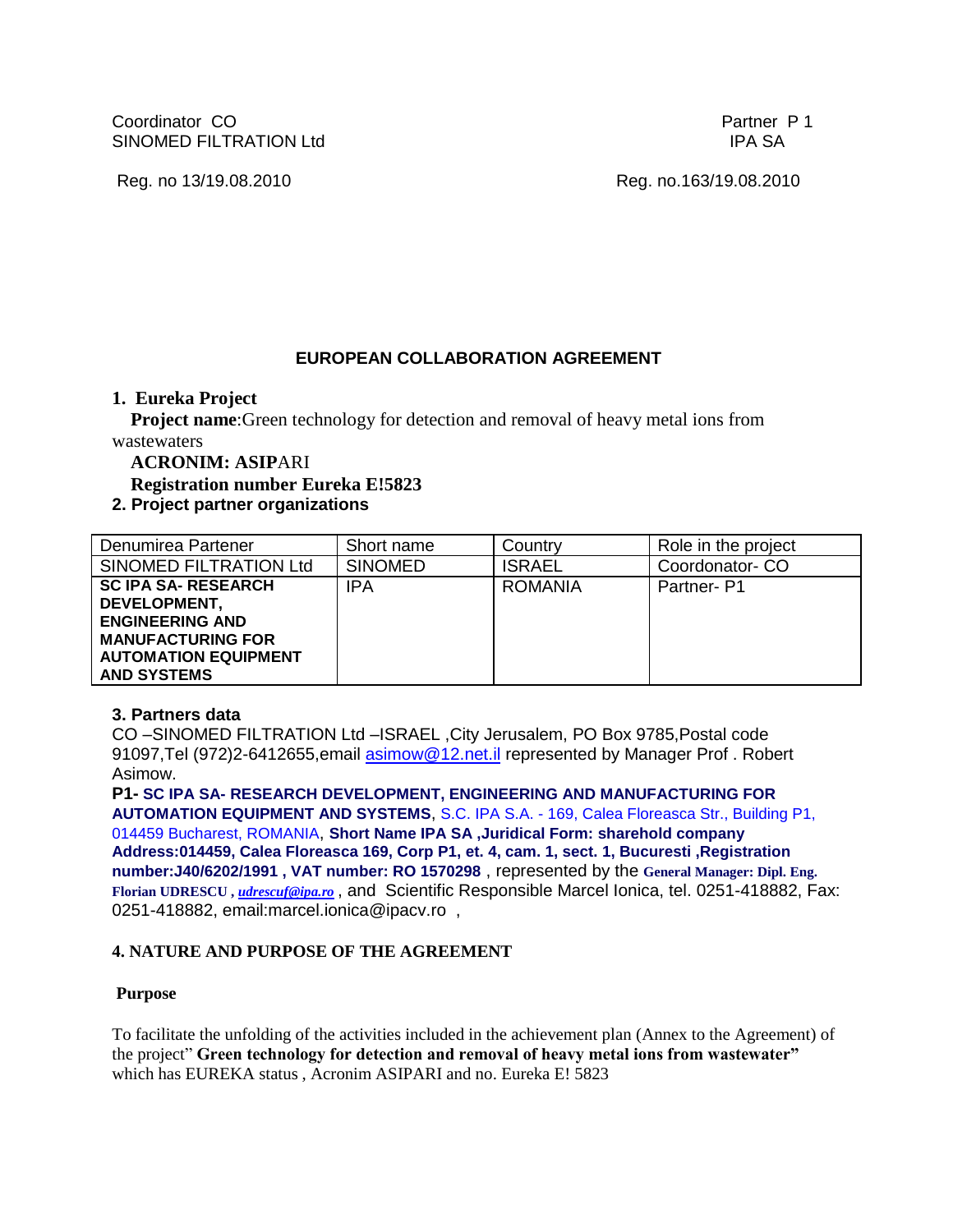Coordinator CO
SINOMED FILTRATION Ltd

Partner P 1
IPA SA

Reg. no 13/19.08.2010

Reg. no.163/19.08.2010

## EUROPEAN COLLABORATION AGREEMENT

**1. Eureka Project**

**Project name**:Green technology for detection and removal of heavy metal ions from wastewaters

**ACRONIM: ASIP**ARI

**Registration number Eureka E!5823**

**2. Project partner organizations**

| Denumirea Partener | Short name | Country | Role in the project |
|---|---|---|---|
| SINOMED FILTRATION Ltd | SINOMED | ISRAEL | Coordonator- CO |
| **SC IPA SA- RESEARCH DEVELOPMENT, ENGINEERING AND MANUFACTURING FOR AUTOMATION EQUIPMENT AND SYSTEMS** | IPA | ROMANIA | Partner- P1 |

**3. Partners data**

CO –SINOMED FILTRATION Ltd –ISRAEL ,City Jerusalem, PO Box 9785,Postal code 91097,Tel (972)2-6412655,email asimow@12.net.il represented by Manager Prof . Robert Asimow.

**P1- SC IPA SA- RESEARCH DEVELOPMENT, ENGINEERING AND MANUFACTURING FOR AUTOMATION EQUIPMENT AND SYSTEMS**, S.C. IPA S.A. - 169, Calea Floreasca Str., Building P1, 014459 Bucharest, ROMANIA, **Short Name IPA SA ,Juridical Form: sharehold company Address:014459, Calea Floreasca 169, Corp P1, et. 4, cam. 1, sect. 1, Bucuresti ,Registration number:J40/6202/1991 , VAT number: RO 1570298** , represented by the **General Manager: Dipl. Eng. Florian UDRESCU ,** ***udrescuf@ipa.ro*** , and Scientific Responsible Marcel Ionica, tel. 0251-418882, Fax: 0251-418882, email:marcel.ionica@ipacv.ro ,

**4. NATURE AND PURPOSE OF THE AGREEMENT**

**Purpose**

To facilitate the unfolding of the activities included in the achievement plan (Annex to the Agreement) of the project" **Green technology for detection and removal of heavy metal ions from wastewater"** which has EUREKA status , Acronim ASIPARI and no. Eureka E! 5823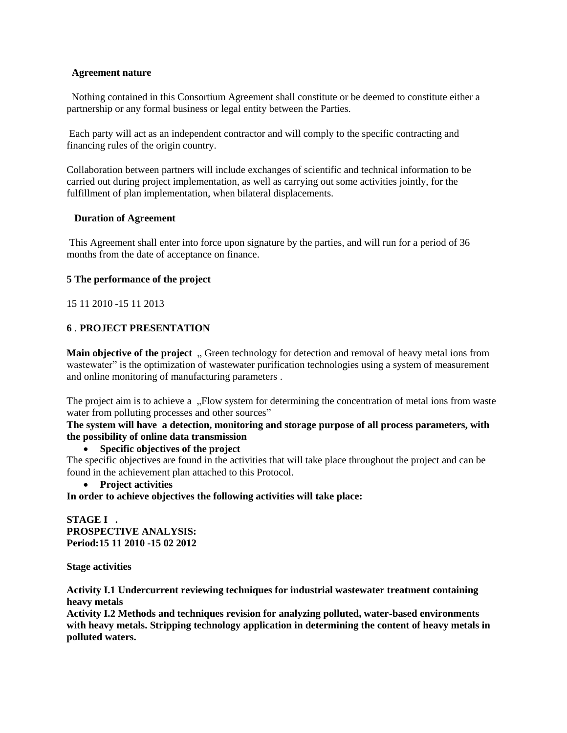**Agreement nature**

Nothing contained in this Consortium Agreement shall constitute or be deemed to constitute either a partnership or any formal business or legal entity between the Parties.

Each party will act as an independent contractor and will comply to the specific contracting and financing rules of the origin country.

Collaboration between partners will include exchanges of scientific and technical information to be carried out during project implementation, as well as carrying out some activities jointly, for the fulfillment of plan implementation, when bilateral displacements.

**Duration of Agreement**

This Agreement shall enter into force upon signature by the parties, and will run for a period of 36 months from the date of acceptance on finance.

**5 The performance of the project**

15 11 2010 -15 11 2013

**6** . **PROJECT PRESENTATION**

**Main objective of the project** „ Green technology for detection and removal of heavy metal ions from wastewater" is the optimization of wastewater purification technologies using a system of measurement and online monitoring of manufacturing parameters .

The project aim is to achieve a „Flow system for determining the concentration of metal ions from waste water from polluting processes and other sources"

**The system will have a detection, monitoring and storage purpose of all process parameters, with the possibility of online data transmission**

- **Specific objectives of the project**

The specific objectives are found in the activities that will take place throughout the project and can be found in the achievement plan attached to this Protocol.

- **Project activities**

**In order to achieve objectives the following activities will take place:**

**STAGE I .**
**PROSPECTIVE ANALYSIS:**
**Period:15 11 2010 -15 02 2012**

**Stage activities**

**Activity I.1 Undercurrent reviewing techniques for industrial wastewater treatment containing heavy metals**
**Activity I.2 Methods and techniques revision for analyzing polluted, water-based environments with heavy metals. Stripping technology application in determining the content of heavy metals in polluted waters.**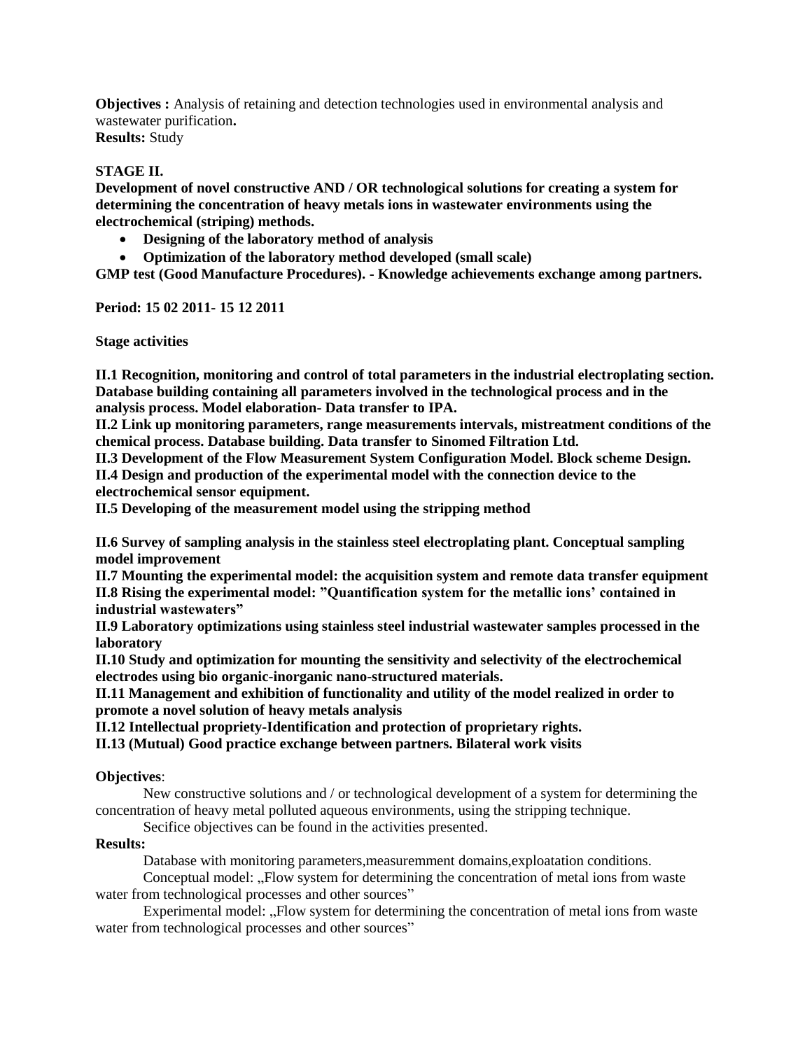**Objectives :** Analysis of retaining and detection technologies used in environmental analysis and wastewater purification**.**
**Results:** Study

**STAGE II.**

**Development of novel constructive AND / OR technological solutions for creating a system for determining the concentration of heavy metals ions in wastewater environments using the electrochemical (striping) methods.**

- **Designing of the laboratory method of analysis**
- **Optimization of the laboratory method developed (small scale)**

**GMP test (Good Manufacture Procedures). - Knowledge achievements exchange among partners.**

**Period: 15 02 2011- 15 12 2011**

**Stage activities**

**II.1 Recognition, monitoring and control of total parameters in the industrial electroplating section. Database building containing all parameters involved in the technological process and in the analysis process. Model elaboration- Data transfer to IPA.**
**II.2 Link up monitoring parameters, range measurements intervals, mistreatment conditions of the chemical process. Database building. Data transfer to Sinomed Filtration Ltd.**
**II.3 Development of the Flow Measurement System Configuration Model. Block scheme Design.**
**II.4 Design and production of the experimental model with the connection device to the electrochemical sensor equipment.**
**II.5 Developing of the measurement model using the stripping method**

**II.6 Survey of sampling analysis in the stainless steel electroplating plant. Conceptual sampling model improvement**
**II.7 Mounting the experimental model: the acquisition system and remote data transfer equipment**
**II.8 Rising the experimental model: "Quantification system for the metallic ions' contained in industrial wastewaters"**
**II.9 Laboratory optimizations using stainless steel industrial wastewater samples processed in the laboratory**
**II.10 Study and optimization for mounting the sensitivity and selectivity of the electrochemical electrodes using bio organic-inorganic nano-structured materials.**
**II.11 Management and exhibition of functionality and utility of the model realized in order to promote a novel solution of heavy metals analysis**
**II.12 Intellectual propriety-Identification and protection of proprietary rights.**
**II.13 (Mutual) Good practice exchange between partners. Bilateral work visits**

**Objectives**:

New constructive solutions and / or technological development of a system for determining the concentration of heavy metal polluted aqueous environments, using the stripping technique.

Secifice objectives can be found in the activities presented.

**Results:**

Database with monitoring parameters,measuremment domains,exploatation conditions.

Conceptual model: „Flow system for determining the concentration of metal ions from waste water from technological processes and other sources"

Experimental model: „Flow system for determining the concentration of metal ions from waste water from technological processes and other sources"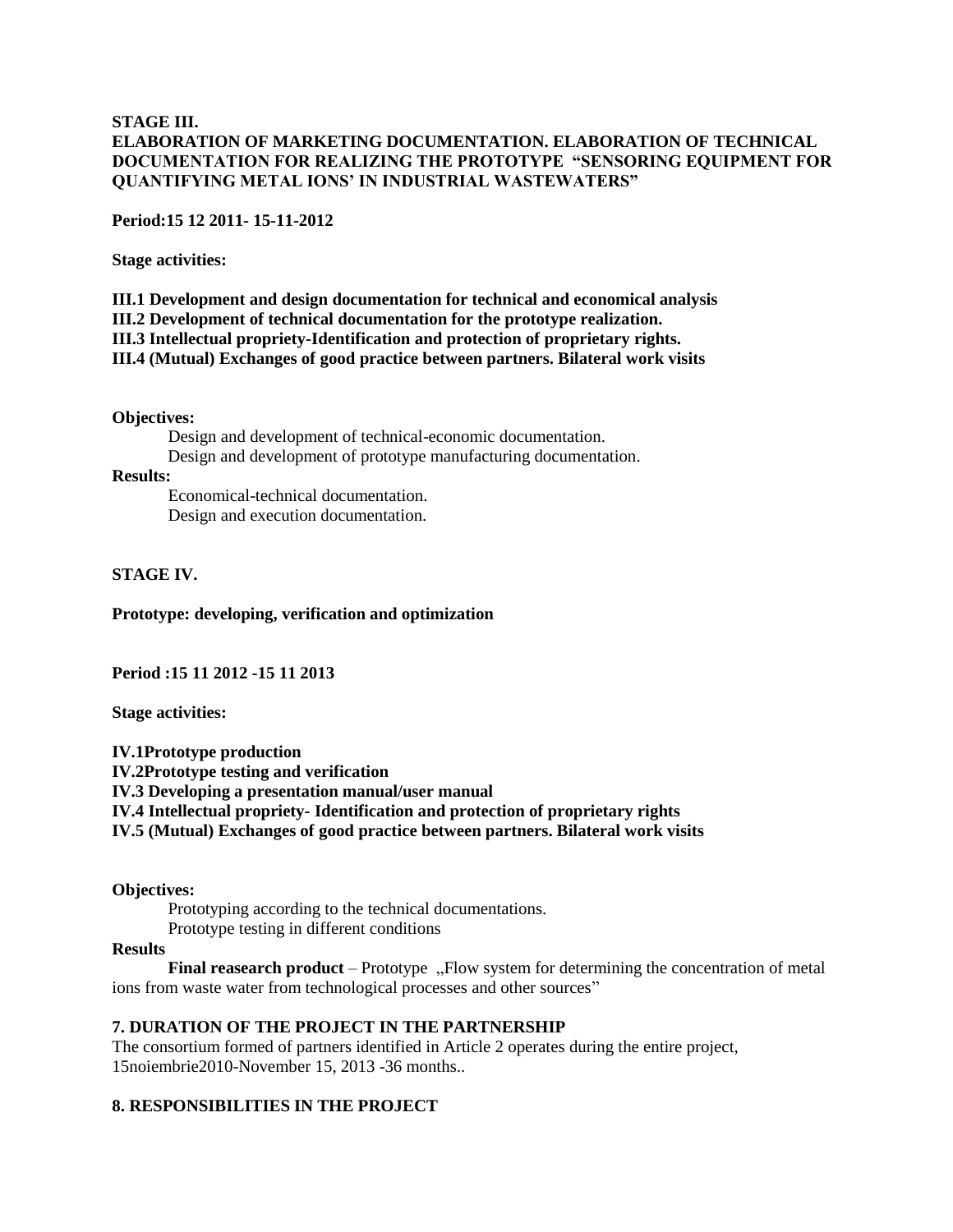**STAGE III.**
**ELABORATION OF MARKETING DOCUMENTATION. ELABORATION OF TECHNICAL DOCUMENTATION FOR REALIZING THE PROTOTYPE "SENSORING EQUIPMENT FOR QUANTIFYING METAL IONS' IN INDUSTRIAL WASTEWATERS"**

**Period:15 12 2011- 15-11-2012**

**Stage activities:**

**III.1 Development and design documentation for technical and economical analysis**
**III.2 Development of technical documentation for the prototype realization.**
**III.3 Intellectual propriety-Identification and protection of proprietary rights.**
**III.4 (Mutual) Exchanges of good practice between partners. Bilateral work visits**

**Objectives:**

Design and development of technical-economic documentation.
Design and development of prototype manufacturing documentation.

**Results:**

Economical-technical documentation.
Design and execution documentation.

**STAGE IV.**

**Prototype: developing, verification and optimization**

**Period :15 11 2012 -15 11 2013**

**Stage activities:**

**IV.1Prototype production**
**IV.2Prototype testing and verification**
**IV.3 Developing a presentation manual/user manual**
**IV.4 Intellectual propriety- Identification and protection of proprietary rights**
**IV.5 (Mutual) Exchanges of good practice between partners. Bilateral work visits**

**Objectives:**

Prototyping according to the technical documentations.
Prototype testing in different conditions

**Results**

**Final reasearch product** – Prototype „Flow system for determining the concentration of metal ions from waste water from technological processes and other sources"

### 7. DURATION OF THE PROJECT IN THE PARTNERSHIP

The consortium formed of partners identified in Article 2 operates during the entire project, 15noiembrie2010-November 15, 2013 -36 months..

### 8. RESPONSIBILITIES IN THE PROJECT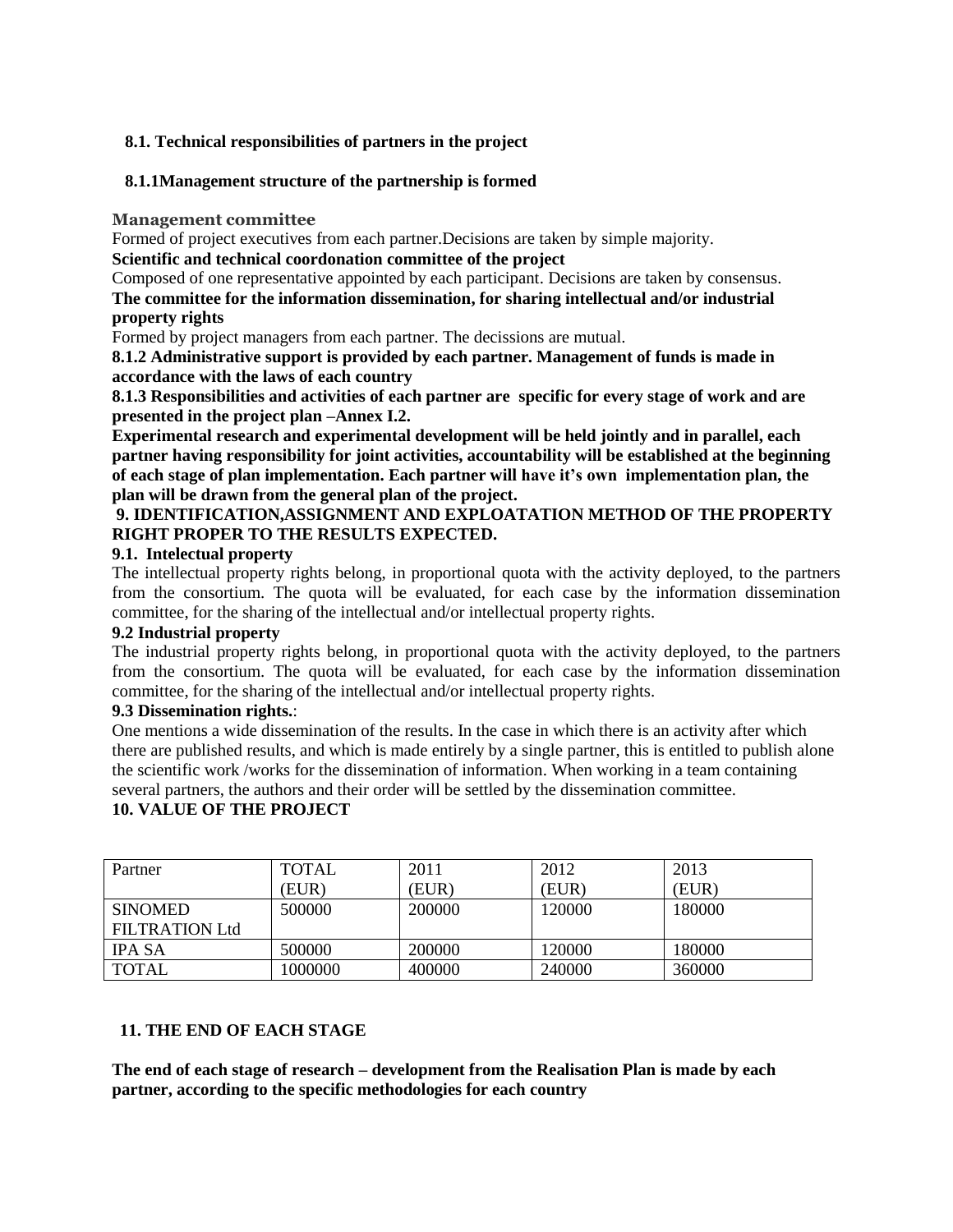### 8.1. Technical responsibilities of partners in the project

### 8.1.1Management structure of the partnership is formed

**Management committee**

Formed of project executives from each partner.Decisions are taken by simple majority.

**Scientific and technical coordonation committee of the project**

Composed of one representative appointed by each participant. Decisions are taken by consensus.

**The committee for the information dissemination, for sharing intellectual and/or industrial property rights**

Formed by project managers from each partner. The decissions are mutual.

**8.1.2 Administrative support is provided by each partner. Management of funds is made in accordance with the laws of each country**

**8.1.3 Responsibilities and activities of each partner are specific for every stage of work and are presented in the project plan –Annex I.2.**

**Experimental research and experimental development will be held jointly and in parallel, each partner having responsibility for joint activities, accountability will be established at the beginning of each stage of plan implementation. Each partner will have it's own implementation plan, the plan will be drawn from the general plan of the project.**

## 9. IDENTIFICATION,ASSIGNMENT AND EXPLOATATION METHOD OF THE PROPERTY RIGHT PROPER TO THE RESULTS EXPECTED.

### 9.1. Intelectual property

The intellectual property rights belong, in proportional quota with the activity deployed, to the partners from the consortium. The quota will be evaluated, for each case by the information dissemination committee, for the sharing of the intellectual and/or intellectual property rights.

### 9.2 Industrial property

The industrial property rights belong, in proportional quota with the activity deployed, to the partners from the consortium. The quota will be evaluated, for each case by the information dissemination committee, for the sharing of the intellectual and/or intellectual property rights.

### 9.3 Dissemination rights.:

One mentions a wide dissemination of the results. In the case in which there is an activity after which there are published results, and which is made entirely by a single partner, this is entitled to publish alone the scientific work /works for the dissemination of information. When working in a team containing several partners, the authors and their order will be settled by the dissemination committee.

## 10. VALUE OF THE PROJECT

| Partner | TOTAL (EUR) | 2011 (EUR) | 2012 (EUR) | 2013 (EUR) |
|---|---|---|---|---|
| SINOMED FILTRATION Ltd | 500000 | 200000 | 120000 | 180000 |
| IPA SA | 500000 | 200000 | 120000 | 180000 |
| TOTAL | 1000000 | 400000 | 240000 | 360000 |

## 11. THE END OF EACH STAGE

**The end of each stage of research – development from the Realisation Plan is made by each partner, according to the specific methodologies for each country**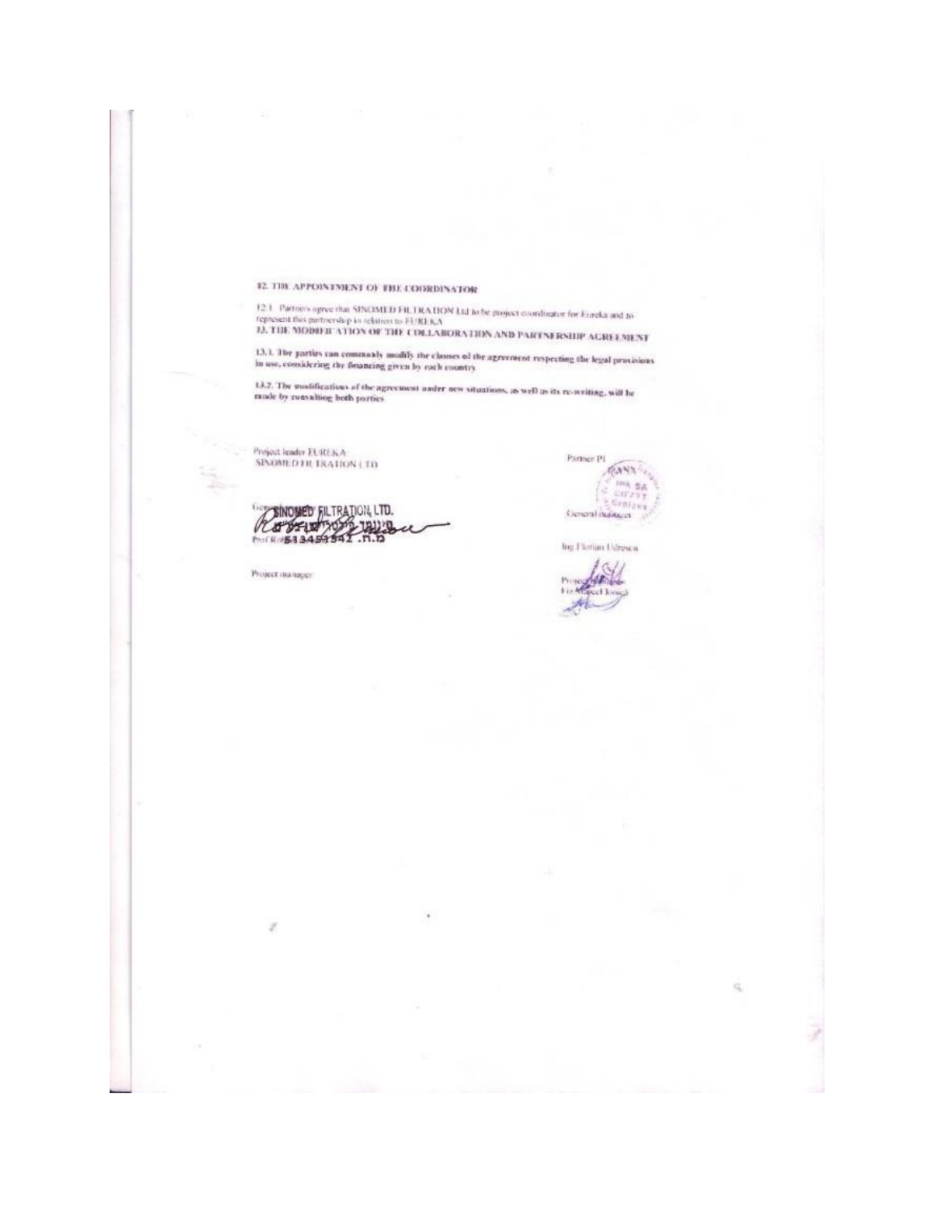## 12. THE APPOINTMENT OF THE COORDINATOR

12.1. Partners agree that SINOMED FILTRATION Ltd to be project coordinator for Eureka and to represent this partnership in relation to EUREKA

## 13. THE MODIFICATION OF THE COLLABORATION AND PARTNERSHIP AGREEMENT

13.1. The parties can commonly modify the clauses of the agreement respecting the legal provisions in use, considering the financing given by each country

13.2. The modifications of the agreement under new situations, as well as its re-writing, will be made by consulting both parties

Project leader EUREKA
SINOMED FILTRATION LTD

General manager
SINOMED FILTRATION, LTD.
Prof R... 513459342 .ת.פ

Project manager

Partner P1

General manager

Ing Florian Udrescu

Project manager
Fiz Marcel Ionica